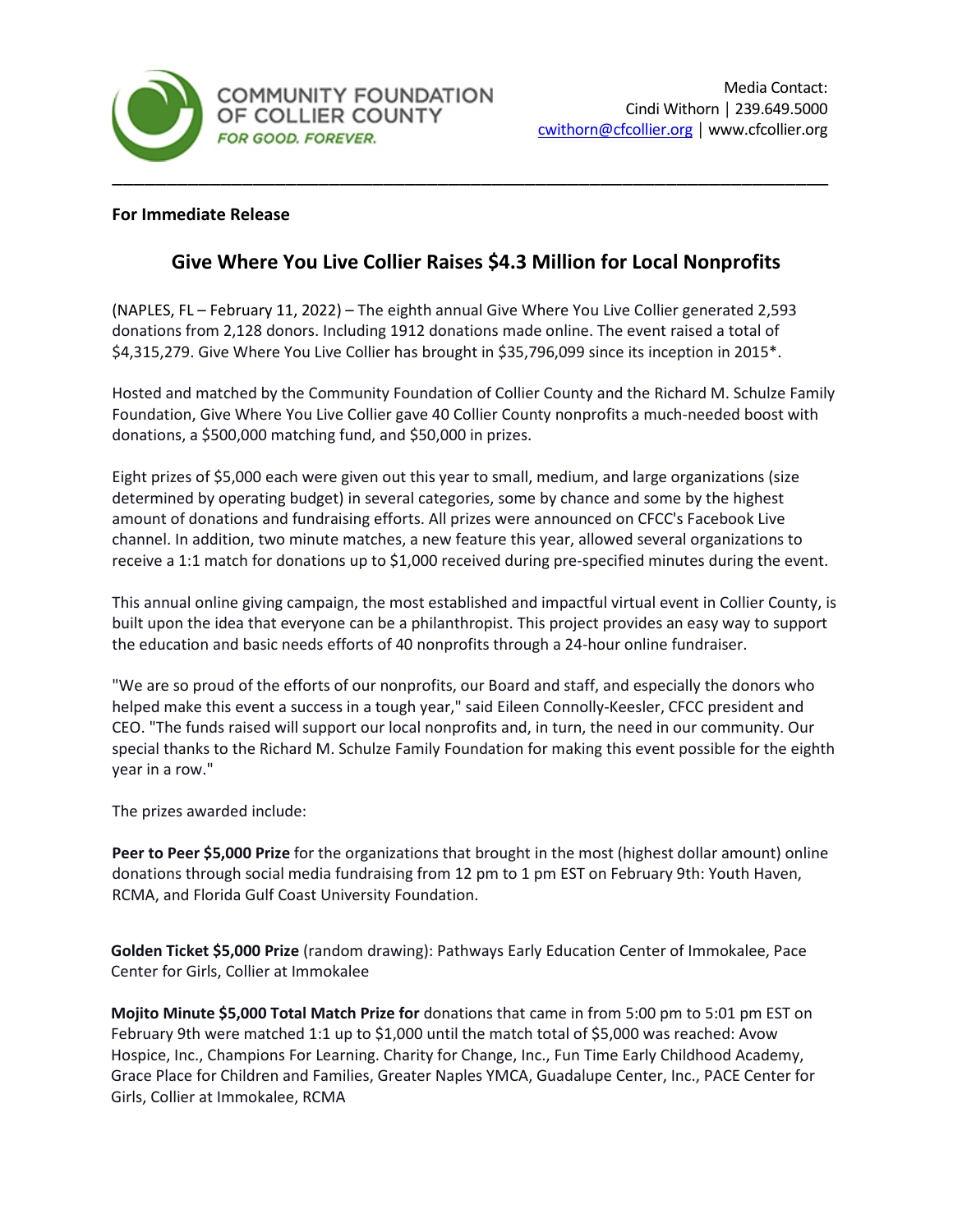COMMUNITY FOUNDATION OF COLLIER COUNTY
*FOR GOOD. FOREVER.*

Media Contact:
Cindi Withorn | 239.649.5000
cwithorn@cfcollier.org | www.cfcollier.org

**For Immediate Release**

## Give Where You Live Collier Raises $4.3 Million for Local Nonprofits

(NAPLES, FL – February 11, 2022) – The eighth annual Give Where You Live Collier generated 2,593 donations from 2,128 donors. Including 1912 donations made online. The event raised a total of $4,315,279. Give Where You Live Collier has brought in $35,796,099 since its inception in 2015*.

Hosted and matched by the Community Foundation of Collier County and the Richard M. Schulze Family Foundation, Give Where You Live Collier gave 40 Collier County nonprofits a much-needed boost with donations, a $500,000 matching fund, and $50,000 in prizes.

Eight prizes of $5,000 each were given out this year to small, medium, and large organizations (size determined by operating budget) in several categories, some by chance and some by the highest amount of donations and fundraising efforts. All prizes were announced on CFCC's Facebook Live channel. In addition, two minute matches, a new feature this year, allowed several organizations to receive a 1:1 match for donations up to $1,000 received during pre-specified minutes during the event.

This annual online giving campaign, the most established and impactful virtual event in Collier County, is built upon the idea that everyone can be a philanthropist. This project provides an easy way to support the education and basic needs efforts of 40 nonprofits through a 24-hour online fundraiser.

"We are so proud of the efforts of our nonprofits, our Board and staff, and especially the donors who helped make this event a success in a tough year," said Eileen Connolly-Keesler, CFCC president and CEO. "The funds raised will support our local nonprofits and, in turn, the need in our community. Our special thanks to the Richard M. Schulze Family Foundation for making this event possible for the eighth year in a row."

The prizes awarded include:

**Peer to Peer $5,000 Prize** for the organizations that brought in the most (highest dollar amount) online donations through social media fundraising from 12 pm to 1 pm EST on February 9th: Youth Haven, RCMA, and Florida Gulf Coast University Foundation.

**Golden Ticket $5,000 Prize** (random drawing): Pathways Early Education Center of Immokalee, Pace Center for Girls, Collier at Immokalee

**Mojito Minute $5,000 Total Match Prize for** donations that came in from 5:00 pm to 5:01 pm EST on February 9th were matched 1:1 up to $1,000 until the match total of $5,000 was reached: Avow Hospice, Inc., Champions For Learning. Charity for Change, Inc., Fun Time Early Childhood Academy, Grace Place for Children and Families, Greater Naples YMCA, Guadalupe Center, Inc., PACE Center for Girls, Collier at Immokalee, RCMA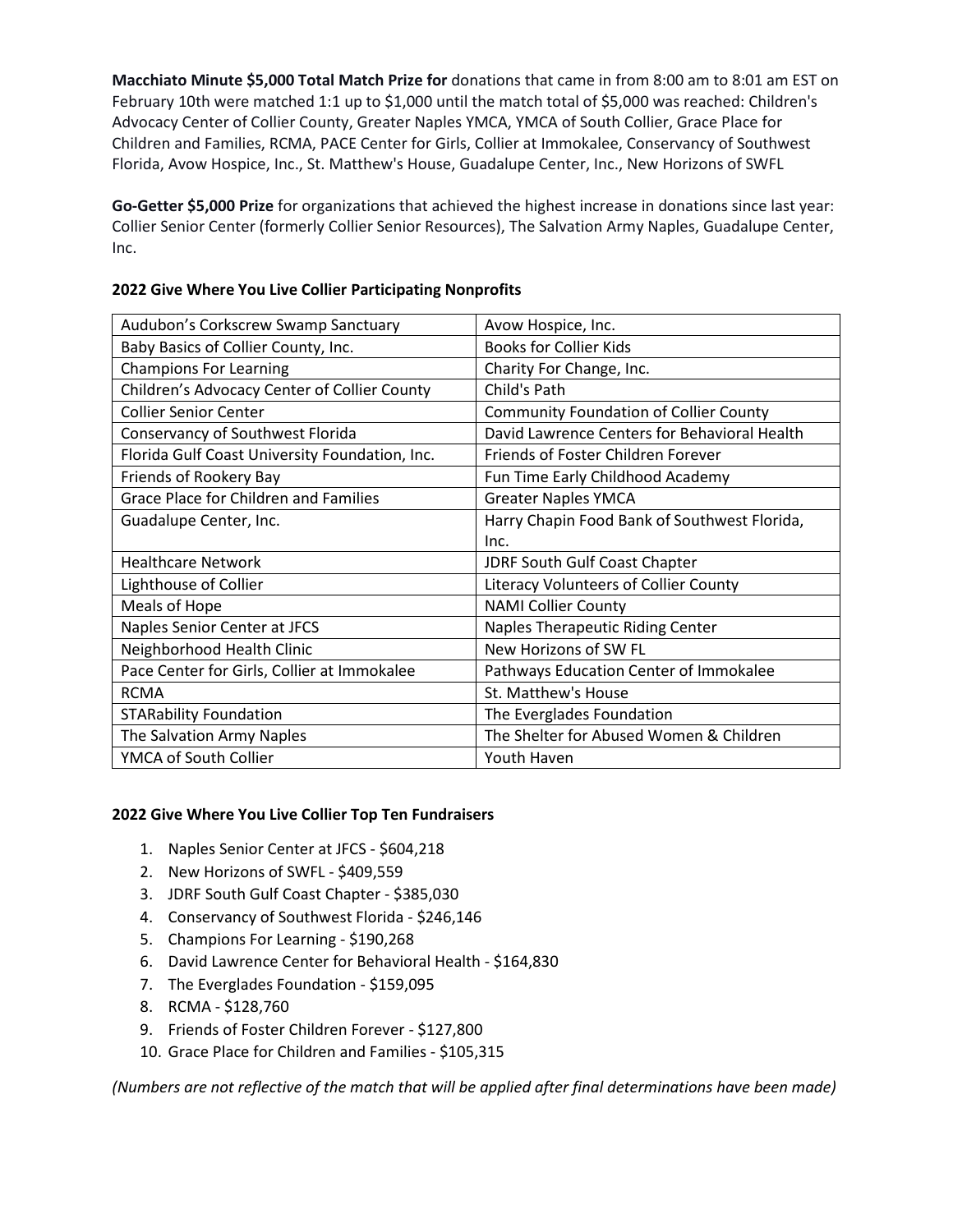**Macchiato Minute $5,000 Total Match Prize for** donations that came in from 8:00 am to 8:01 am EST on February 10th were matched 1:1 up to $1,000 until the match total of $5,000 was reached: Children's Advocacy Center of Collier County, Greater Naples YMCA, YMCA of South Collier, Grace Place for Children and Families, RCMA, PACE Center for Girls, Collier at Immokalee, Conservancy of Southwest Florida, Avow Hospice, Inc., St. Matthew's House, Guadalupe Center, Inc., New Horizons of SWFL

**Go-Getter $5,000 Prize** for organizations that achieved the highest increase in donations since last year: Collier Senior Center (formerly Collier Senior Resources), The Salvation Army Naples, Guadalupe Center, Inc.

**2022 Give Where You Live Collier Participating Nonprofits**

| | |
|---|---|
| Audubon's Corkscrew Swamp Sanctuary | Avow Hospice, Inc. |
| Baby Basics of Collier County, Inc. | Books for Collier Kids |
| Champions For Learning | Charity For Change, Inc. |
| Children's Advocacy Center of Collier County | Child's Path |
| Collier Senior Center | Community Foundation of Collier County |
| Conservancy of Southwest Florida | David Lawrence Centers for Behavioral Health |
| Florida Gulf Coast University Foundation, Inc. | Friends of Foster Children Forever |
| Friends of Rookery Bay | Fun Time Early Childhood Academy |
| Grace Place for Children and Families | Greater Naples YMCA |
| Guadalupe Center, Inc. | Harry Chapin Food Bank of Southwest Florida, Inc. |
| Healthcare Network | JDRF South Gulf Coast Chapter |
| Lighthouse of Collier | Literacy Volunteers of Collier County |
| Meals of Hope | NAMI Collier County |
| Naples Senior Center at JFCS | Naples Therapeutic Riding Center |
| Neighborhood Health Clinic | New Horizons of SW FL |
| Pace Center for Girls, Collier at Immokalee | Pathways Education Center of Immokalee |
| RCMA | St. Matthew's House |
| STARability Foundation | The Everglades Foundation |
| The Salvation Army Naples | The Shelter for Abused Women & Children |
| YMCA of South Collier | Youth Haven |

**2022 Give Where You Live Collier Top Ten Fundraisers**

1. Naples Senior Center at JFCS - $604,218
2. New Horizons of SWFL - $409,559
3. JDRF South Gulf Coast Chapter - $385,030
4. Conservancy of Southwest Florida - $246,146
5. Champions For Learning - $190,268
6. David Lawrence Center for Behavioral Health - $164,830
7. The Everglades Foundation - $159,095
8. RCMA - $128,760
9. Friends of Foster Children Forever - $127,800
10. Grace Place for Children and Families - $105,315

*(Numbers are not reflective of the match that will be applied after final determinations have been made)*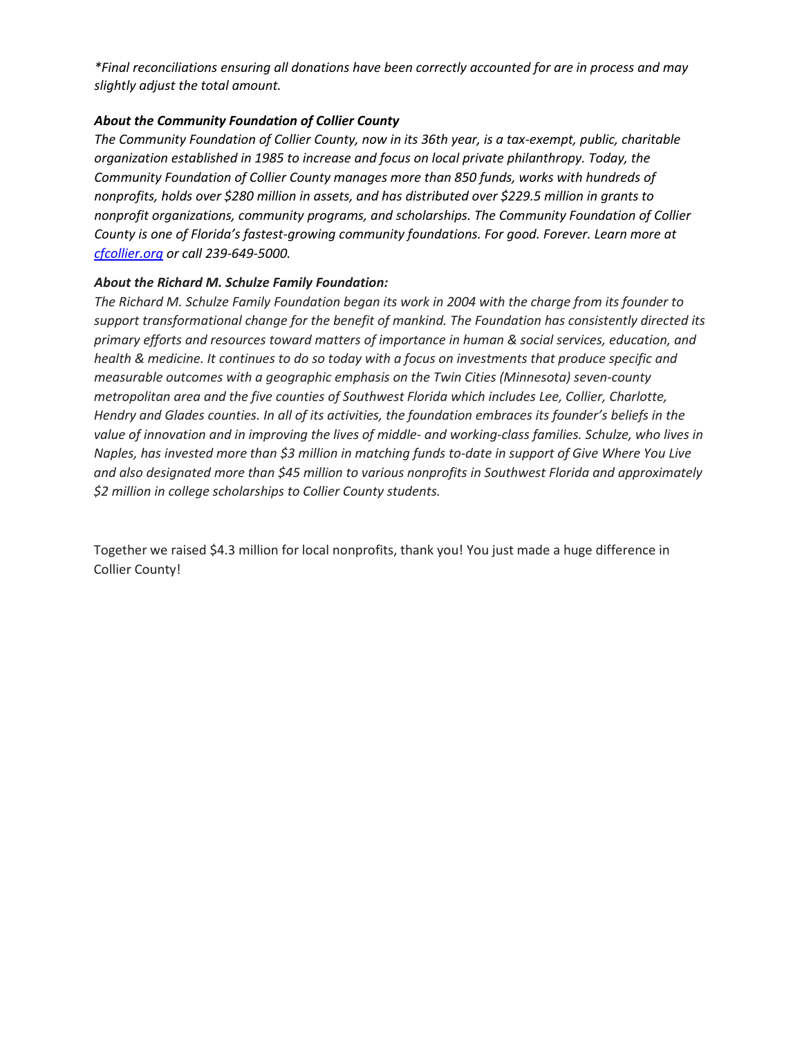*\*Final reconciliations ensuring all donations have been correctly accounted for are in process and may slightly adjust the total amount.*

***About the Community Foundation of Collier County***

*The Community Foundation of Collier County, now in its 36th year, is a tax-exempt, public, charitable organization established in 1985 to increase and focus on local private philanthropy. Today, the Community Foundation of Collier County manages more than 850 funds, works with hundreds of nonprofits, holds over $280 million in assets, and has distributed over $229.5 million in grants to nonprofit organizations, community programs, and scholarships. The Community Foundation of Collier County is one of Florida's fastest-growing community foundations. For good. Forever. Learn more at [cfcollier.org](cfcollier.org) or call 239-649-5000.*

***About the Richard M. Schulze Family Foundation:***

*The Richard M. Schulze Family Foundation began its work in 2004 with the charge from its founder to support transformational change for the benefit of mankind. The Foundation has consistently directed its primary efforts and resources toward matters of importance in human & social services, education, and health & medicine. It continues to do so today with a focus on investments that produce specific and measurable outcomes with a geographic emphasis on the Twin Cities (Minnesota) seven-county metropolitan area and the five counties of Southwest Florida which includes Lee, Collier, Charlotte, Hendry and Glades counties. In all of its activities, the foundation embraces its founder's beliefs in the value of innovation and in improving the lives of middle- and working-class families. Schulze, who lives in Naples, has invested more than $3 million in matching funds to-date in support of Give Where You Live and also designated more than $45 million to various nonprofits in Southwest Florida and approximately $2 million in college scholarships to Collier County students.*

Together we raised $4.3 million for local nonprofits, thank you! You just made a huge difference in Collier County!